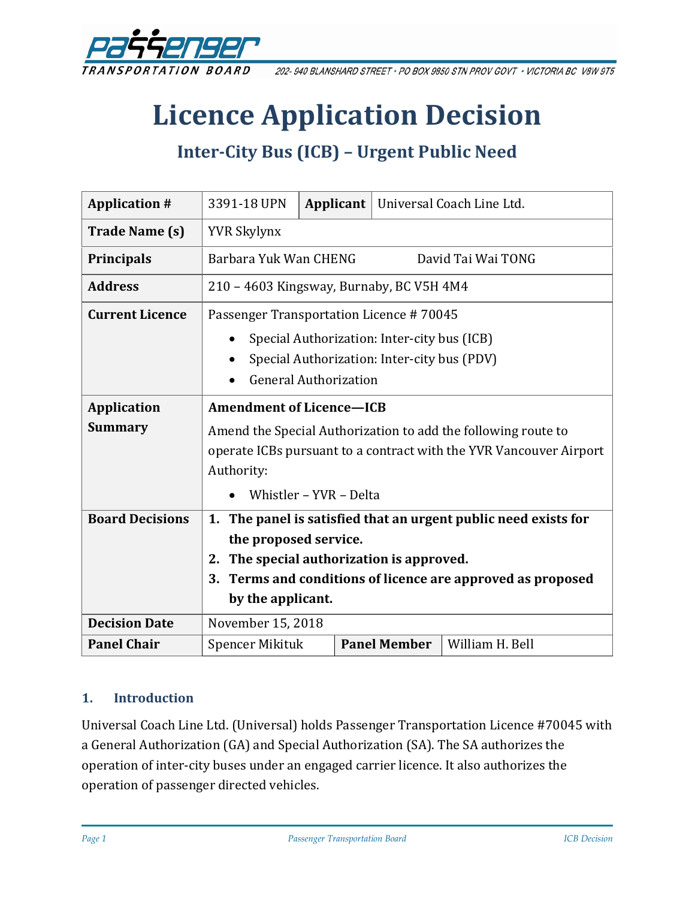# Licence Application Decision

## Inter-City Bus (ICB) – Urgent Public Need

| Application # | 3391-18 UPN | Applicant | Universal Coach Line Ltd. |
|---|---|---|---|
| Trade Name (s) | YVR Skylynx | | |
| Principals | Barbara Yuk Wan CHENG &nbsp;&nbsp;&nbsp;&nbsp; David Tai Wai TONG | | |
| Address | 210 – 4603 Kingsway, Burnaby, BC V5H 4M4 | | |
| Current Licence | Passenger Transportation Licence # 70045<br>• Special Authorization: Inter-city bus (ICB)<br>• Special Authorization: Inter-city bus (PDV)<br>• General Authorization | | |
| Application Summary | **Amendment of Licence—ICB**<br>Amend the Special Authorization to add the following route to operate ICBs pursuant to a contract with the YVR Vancouver Airport Authority:<br>• Whistler – YVR – Delta | | |
| Board Decisions | **1. The panel is satisfied that an urgent public need exists for the proposed service.**<br>**2. The special authorization is approved.**<br>**3. Terms and conditions of licence are approved as proposed by the applicant.** | | |
| Decision Date | November 15, 2018 | | |
| Panel Chair | Spencer Mikituk | Panel Member | William H. Bell |

### 1. Introduction

Universal Coach Line Ltd. (Universal) holds Passenger Transportation Licence #70045 with a General Authorization (GA) and Special Authorization (SA). The SA authorizes the operation of inter-city buses under an engaged carrier licence. It also authorizes the operation of passenger directed vehicles.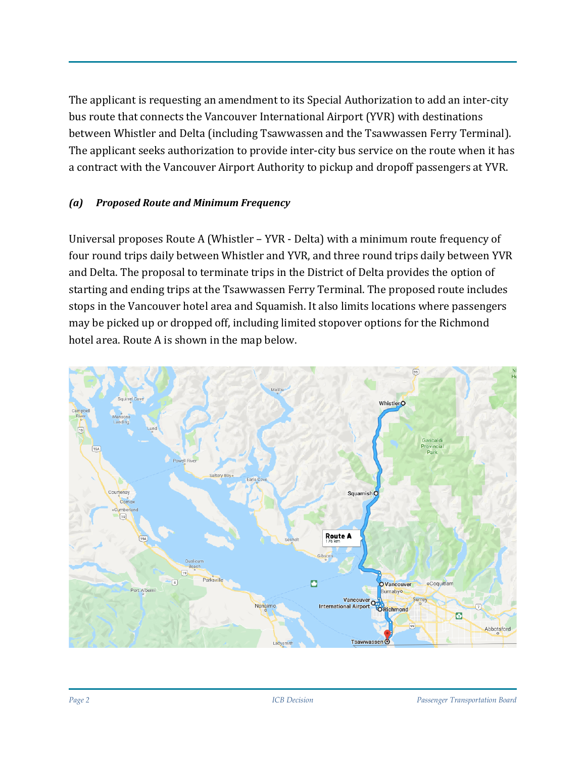The applicant is requesting an amendment to its Special Authorization to add an inter-city bus route that connects the Vancouver International Airport (YVR) with destinations between Whistler and Delta (including Tsawwassen and the Tsawwassen Ferry Terminal). The applicant seeks authorization to provide inter-city bus service on the route when it has a contract with the Vancouver Airport Authority to pickup and dropoff passengers at YVR.

### *(a) Proposed Route and Minimum Frequency*

Universal proposes Route A (Whistler – YVR - Delta) with a minimum route frequency of four round trips daily between Whistler and YVR, and three round trips daily between YVR and Delta. The proposal to terminate trips in the District of Delta provides the option of starting and ending trips at the Tsawwassen Ferry Terminal. The proposed route includes stops in the Vancouver hotel area and Squamish. It also limits locations where passengers may be picked up or dropped off, including limited stopover options for the Richmond hotel area. Route A is shown in the map below.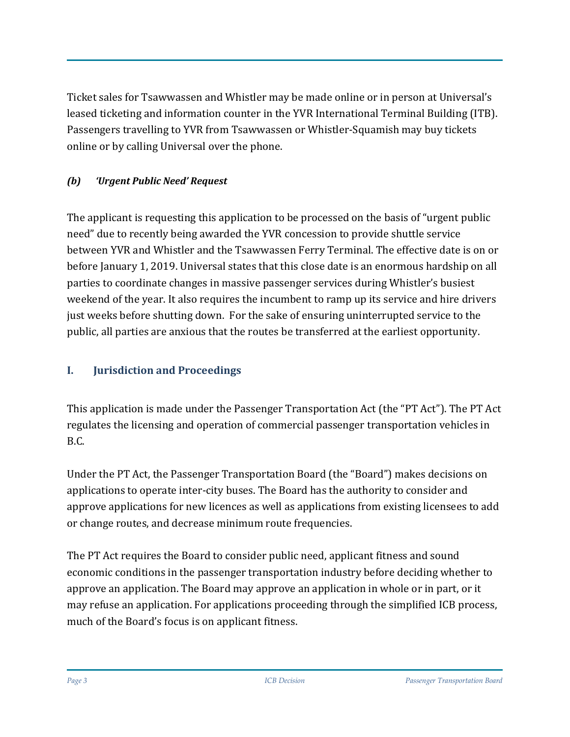Ticket sales for Tsawwassen and Whistler may be made online or in person at Universal's leased ticketing and information counter in the YVR International Terminal Building (ITB). Passengers travelling to YVR from Tsawwassen or Whistler-Squamish may buy tickets online or by calling Universal over the phone.

### *(b) 'Urgent Public Need' Request*

The applicant is requesting this application to be processed on the basis of "urgent public need" due to recently being awarded the YVR concession to provide shuttle service between YVR and Whistler and the Tsawwassen Ferry Terminal. The effective date is on or before January 1, 2019. Universal states that this close date is an enormous hardship on all parties to coordinate changes in massive passenger services during Whistler's busiest weekend of the year. It also requires the incumbent to ramp up its service and hire drivers just weeks before shutting down. For the sake of ensuring uninterrupted service to the public, all parties are anxious that the routes be transferred at the earliest opportunity.

## I. Jurisdiction and Proceedings

This application is made under the Passenger Transportation Act (the "PT Act"). The PT Act regulates the licensing and operation of commercial passenger transportation vehicles in B.C.

Under the PT Act, the Passenger Transportation Board (the "Board") makes decisions on applications to operate inter-city buses. The Board has the authority to consider and approve applications for new licences as well as applications from existing licensees to add or change routes, and decrease minimum route frequencies.

The PT Act requires the Board to consider public need, applicant fitness and sound economic conditions in the passenger transportation industry before deciding whether to approve an application. The Board may approve an application in whole or in part, or it may refuse an application. For applications proceeding through the simplified ICB process, much of the Board's focus is on applicant fitness.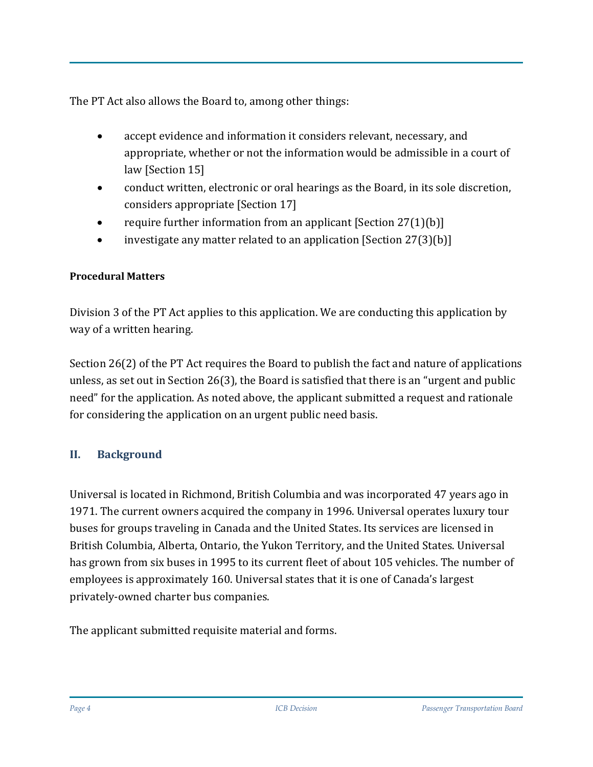The PT Act also allows the Board to, among other things:

- accept evidence and information it considers relevant, necessary, and appropriate, whether or not the information would be admissible in a court of law [Section 15]
- conduct written, electronic or oral hearings as the Board, in its sole discretion, considers appropriate [Section 17]
- require further information from an applicant [Section 27(1)(b)]
- investigate any matter related to an application [Section 27(3)(b)]

**Procedural Matters**

Division 3 of the PT Act applies to this application. We are conducting this application by way of a written hearing.

Section 26(2) of the PT Act requires the Board to publish the fact and nature of applications unless, as set out in Section 26(3), the Board is satisfied that there is an "urgent and public need" for the application. As noted above, the applicant submitted a request and rationale for considering the application on an urgent public need basis.

## II. Background

Universal is located in Richmond, British Columbia and was incorporated 47 years ago in 1971. The current owners acquired the company in 1996. Universal operates luxury tour buses for groups traveling in Canada and the United States. Its services are licensed in British Columbia, Alberta, Ontario, the Yukon Territory, and the United States. Universal has grown from six buses in 1995 to its current fleet of about 105 vehicles. The number of employees is approximately 160. Universal states that it is one of Canada's largest privately-owned charter bus companies.

The applicant submitted requisite material and forms.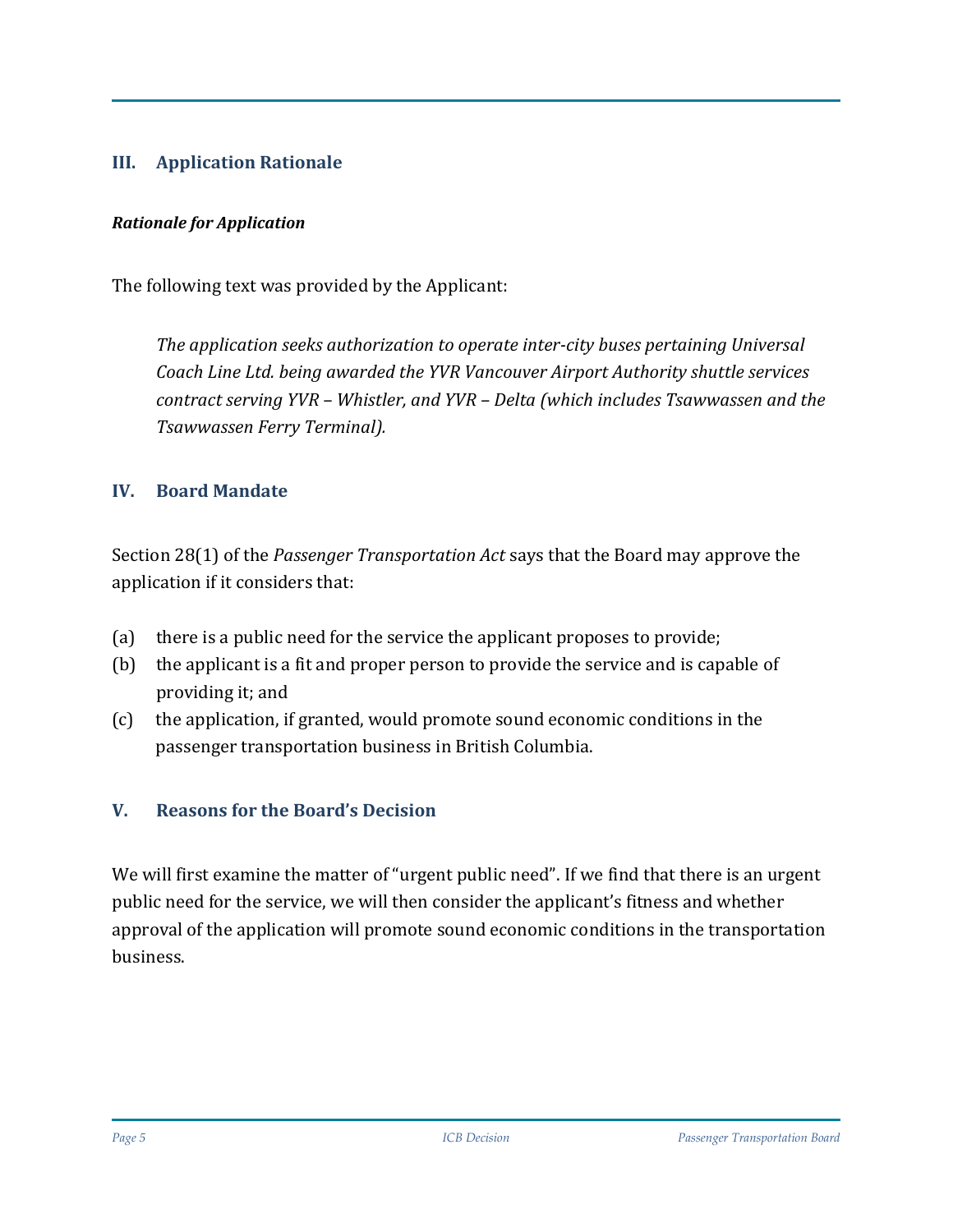## III. Application Rationale

***Rationale for Application***

The following text was provided by the Applicant:

> *The application seeks authorization to operate inter-city buses pertaining Universal Coach Line Ltd. being awarded the YVR Vancouver Airport Authority shuttle services contract serving YVR – Whistler, and YVR – Delta (which includes Tsawwassen and the Tsawwassen Ferry Terminal).*

## IV. Board Mandate

Section 28(1) of the *Passenger Transportation Act* says that the Board may approve the application if it considers that:

(a) there is a public need for the service the applicant proposes to provide;
(b) the applicant is a fit and proper person to provide the service and is capable of providing it; and
(c) the application, if granted, would promote sound economic conditions in the passenger transportation business in British Columbia.

## V. Reasons for the Board's Decision

We will first examine the matter of "urgent public need". If we find that there is an urgent public need for the service, we will then consider the applicant's fitness and whether approval of the application will promote sound economic conditions in the transportation business.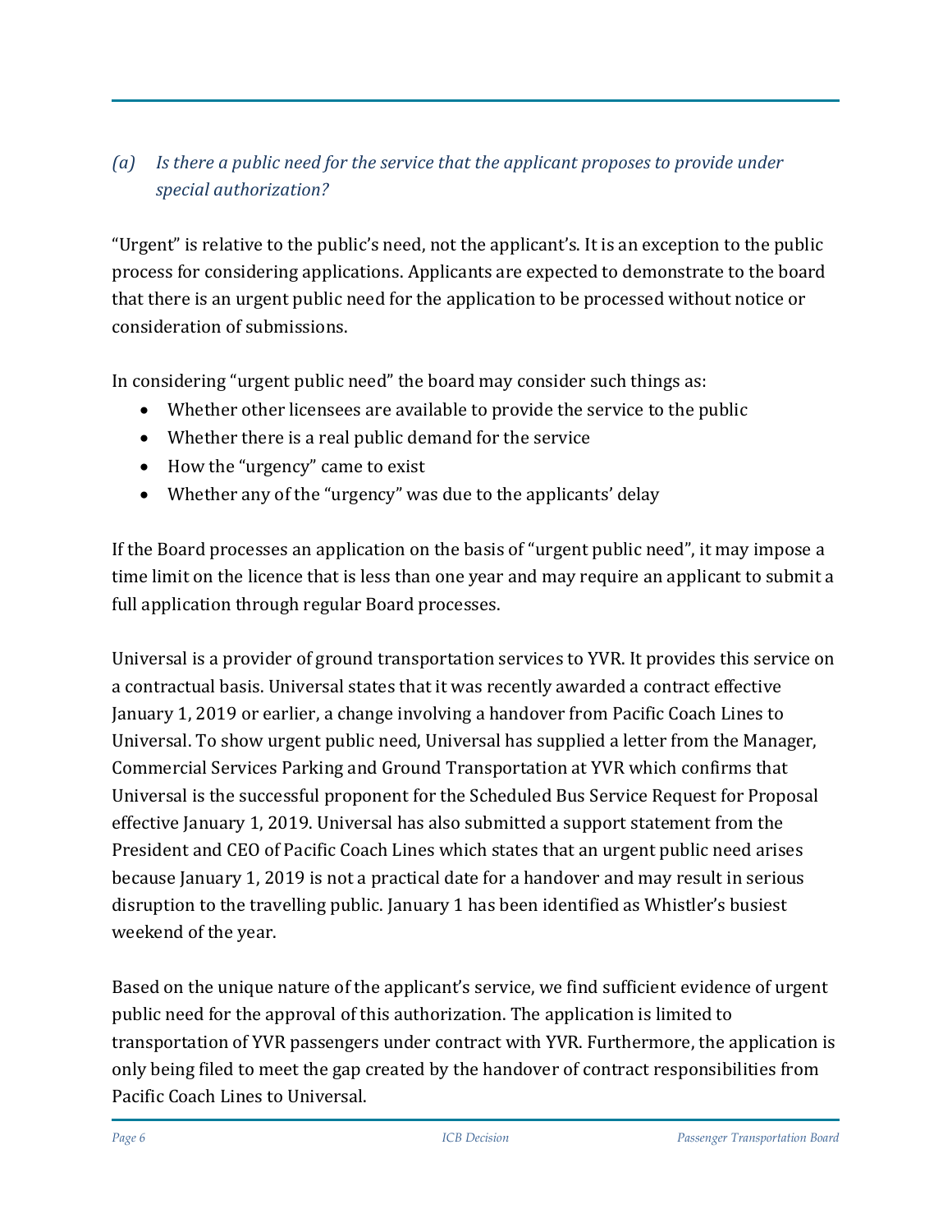### *(a) Is there a public need for the service that the applicant proposes to provide under special authorization?*

"Urgent" is relative to the public's need, not the applicant's. It is an exception to the public process for considering applications. Applicants are expected to demonstrate to the board that there is an urgent public need for the application to be processed without notice or consideration of submissions.

In considering "urgent public need" the board may consider such things as:

- Whether other licensees are available to provide the service to the public
- Whether there is a real public demand for the service
- How the "urgency" came to exist
- Whether any of the "urgency" was due to the applicants' delay

If the Board processes an application on the basis of "urgent public need", it may impose a time limit on the licence that is less than one year and may require an applicant to submit a full application through regular Board processes.

Universal is a provider of ground transportation services to YVR. It provides this service on a contractual basis. Universal states that it was recently awarded a contract effective January 1, 2019 or earlier, a change involving a handover from Pacific Coach Lines to Universal. To show urgent public need, Universal has supplied a letter from the Manager, Commercial Services Parking and Ground Transportation at YVR which confirms that Universal is the successful proponent for the Scheduled Bus Service Request for Proposal effective January 1, 2019. Universal has also submitted a support statement from the President and CEO of Pacific Coach Lines which states that an urgent public need arises because January 1, 2019 is not a practical date for a handover and may result in serious disruption to the travelling public. January 1 has been identified as Whistler's busiest weekend of the year.

Based on the unique nature of the applicant's service, we find sufficient evidence of urgent public need for the approval of this authorization. The application is limited to transportation of YVR passengers under contract with YVR. Furthermore, the application is only being filed to meet the gap created by the handover of contract responsibilities from Pacific Coach Lines to Universal.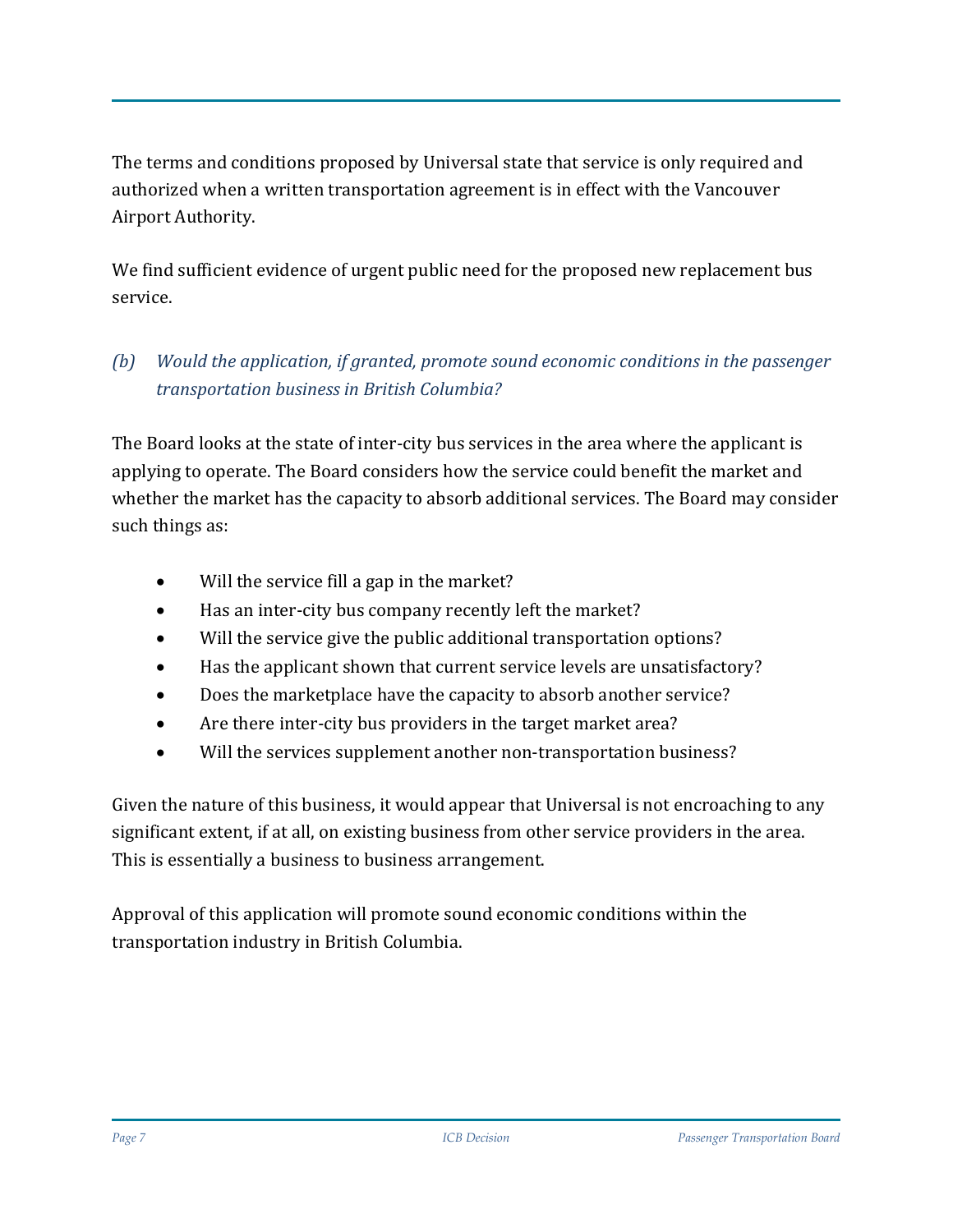The terms and conditions proposed by Universal state that service is only required and authorized when a written transportation agreement is in effect with the Vancouver Airport Authority.

We find sufficient evidence of urgent public need for the proposed new replacement bus service.

### *(b) Would the application, if granted, promote sound economic conditions in the passenger transportation business in British Columbia?*

The Board looks at the state of inter-city bus services in the area where the applicant is applying to operate. The Board considers how the service could benefit the market and whether the market has the capacity to absorb additional services. The Board may consider such things as:

- Will the service fill a gap in the market?
- Has an inter-city bus company recently left the market?
- Will the service give the public additional transportation options?
- Has the applicant shown that current service levels are unsatisfactory?
- Does the marketplace have the capacity to absorb another service?
- Are there inter-city bus providers in the target market area?
- Will the services supplement another non-transportation business?

Given the nature of this business, it would appear that Universal is not encroaching to any significant extent, if at all, on existing business from other service providers in the area. This is essentially a business to business arrangement.

Approval of this application will promote sound economic conditions within the transportation industry in British Columbia.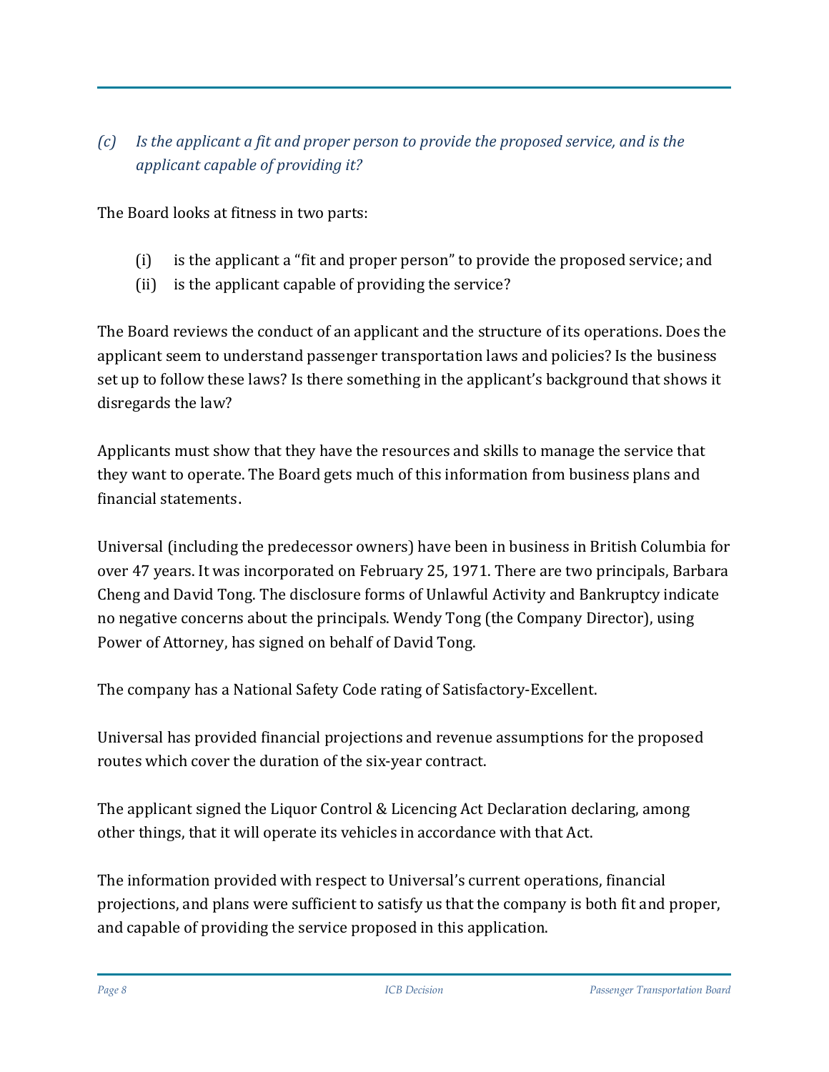*(c) Is the applicant a fit and proper person to provide the proposed service, and is the applicant capable of providing it?*

The Board looks at fitness in two parts:

(i) is the applicant a "fit and proper person" to provide the proposed service; and
(ii) is the applicant capable of providing the service?

The Board reviews the conduct of an applicant and the structure of its operations. Does the applicant seem to understand passenger transportation laws and policies? Is the business set up to follow these laws? Is there something in the applicant's background that shows it disregards the law?

Applicants must show that they have the resources and skills to manage the service that they want to operate. The Board gets much of this information from business plans and financial statements.

Universal (including the predecessor owners) have been in business in British Columbia for over 47 years. It was incorporated on February 25, 1971. There are two principals, Barbara Cheng and David Tong. The disclosure forms of Unlawful Activity and Bankruptcy indicate no negative concerns about the principals. Wendy Tong (the Company Director), using Power of Attorney, has signed on behalf of David Tong.

The company has a National Safety Code rating of Satisfactory-Excellent.

Universal has provided financial projections and revenue assumptions for the proposed routes which cover the duration of the six-year contract.

The applicant signed the Liquor Control & Licencing Act Declaration declaring, among other things, that it will operate its vehicles in accordance with that Act.

The information provided with respect to Universal's current operations, financial projections, and plans were sufficient to satisfy us that the company is both fit and proper, and capable of providing the service proposed in this application.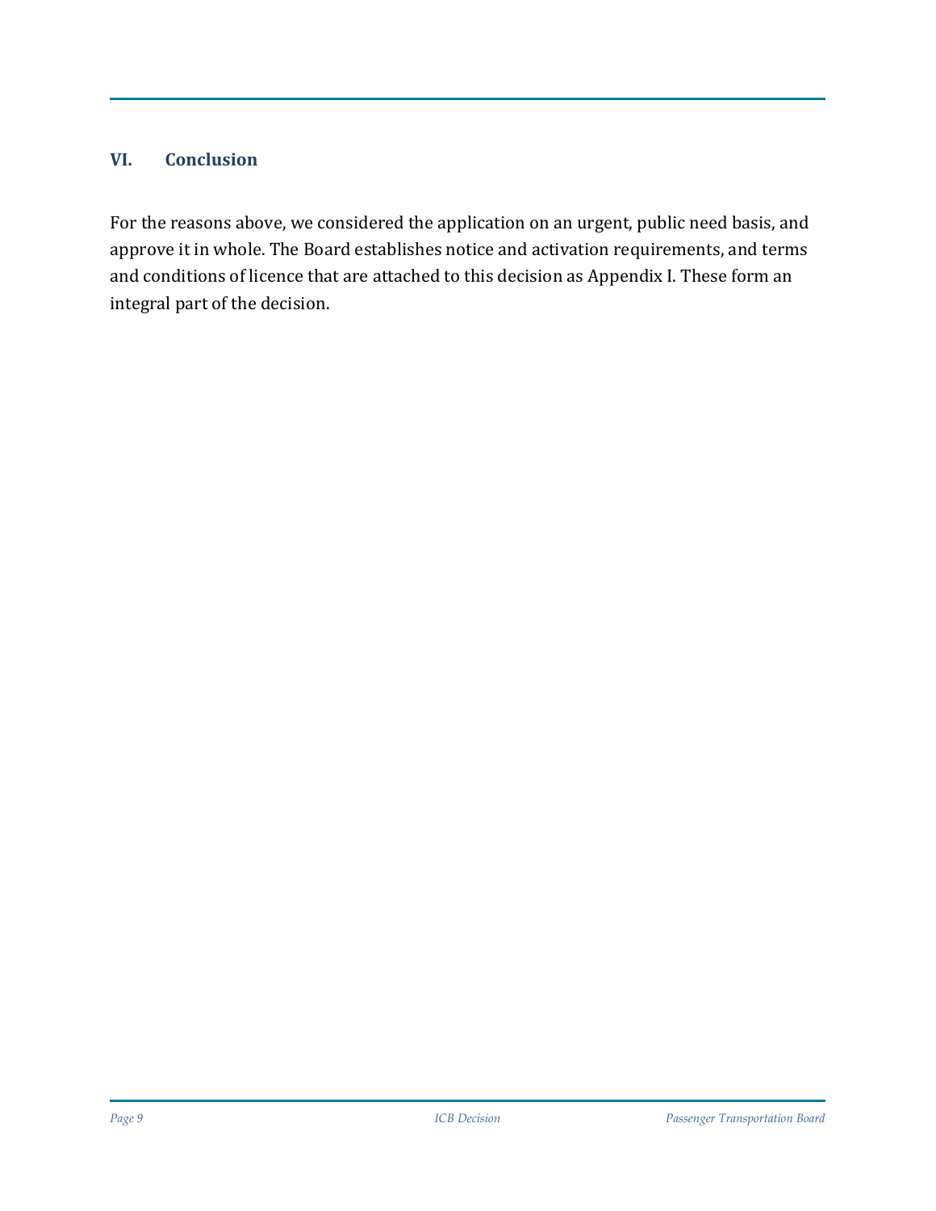## VI. Conclusion

For the reasons above, we considered the application on an urgent, public need basis, and approve it in whole. The Board establishes notice and activation requirements, and terms and conditions of licence that are attached to this decision as Appendix I. These form an integral part of the decision.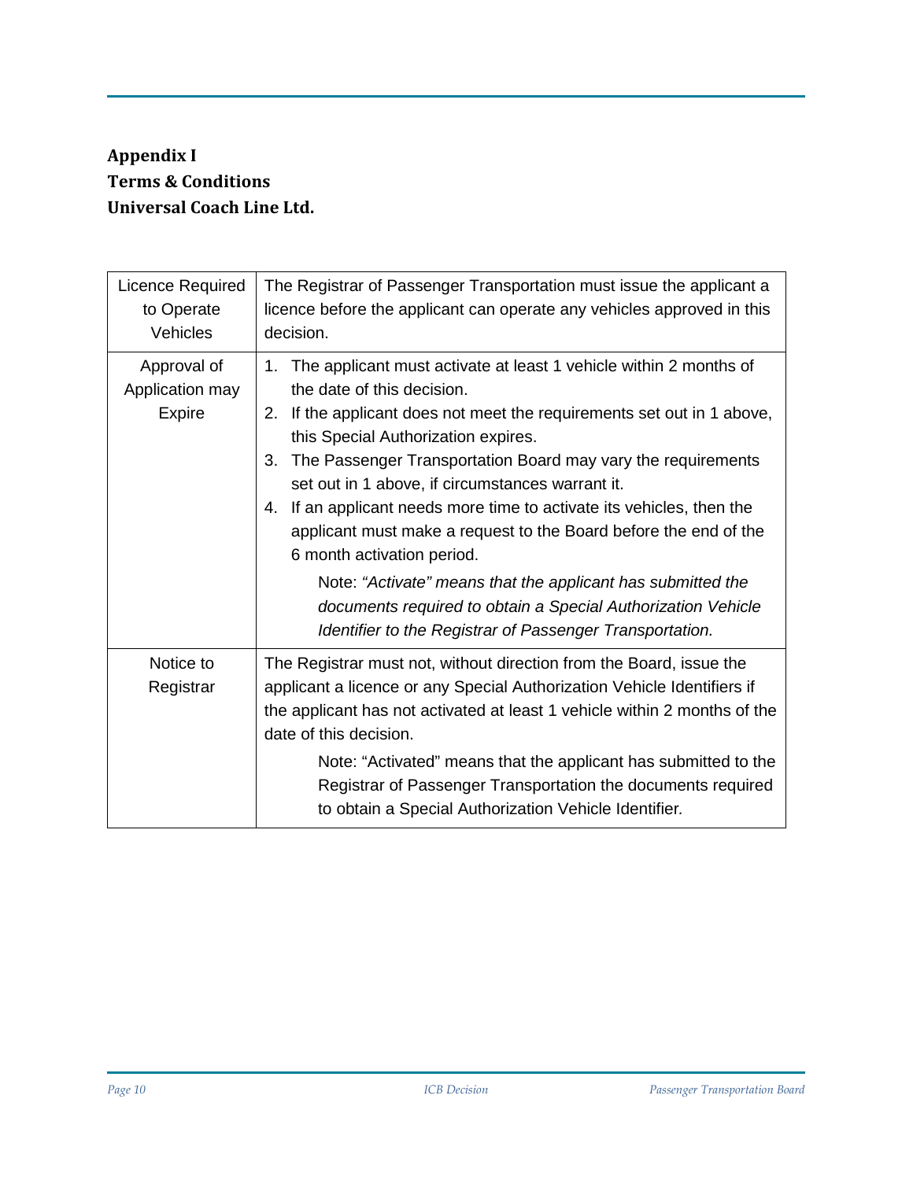**Appendix I**
**Terms & Conditions**
**Universal Coach Line Ltd.**

| | |
|---|---|
| Licence Required to Operate Vehicles | The Registrar of Passenger Transportation must issue the applicant a licence before the applicant can operate any vehicles approved in this decision. |
| Approval of Application may Expire | 1. The applicant must activate at least 1 vehicle within 2 months of the date of this decision.<br>2. If the applicant does not meet the requirements set out in 1 above, this Special Authorization expires.<br>3. The Passenger Transportation Board may vary the requirements set out in 1 above, if circumstances warrant it.<br>4. If an applicant needs more time to activate its vehicles, then the applicant must make a request to the Board before the end of the 6 month activation period.<br><br>Note: *"Activate" means that the applicant has submitted the documents required to obtain a Special Authorization Vehicle Identifier to the Registrar of Passenger Transportation.* |
| Notice to Registrar | The Registrar must not, without direction from the Board, issue the applicant a licence or any Special Authorization Vehicle Identifiers if the applicant has not activated at least 1 vehicle within 2 months of the date of this decision.<br><br>Note: "Activated" means that the applicant has submitted to the Registrar of Passenger Transportation the documents required to obtain a Special Authorization Vehicle Identifier. |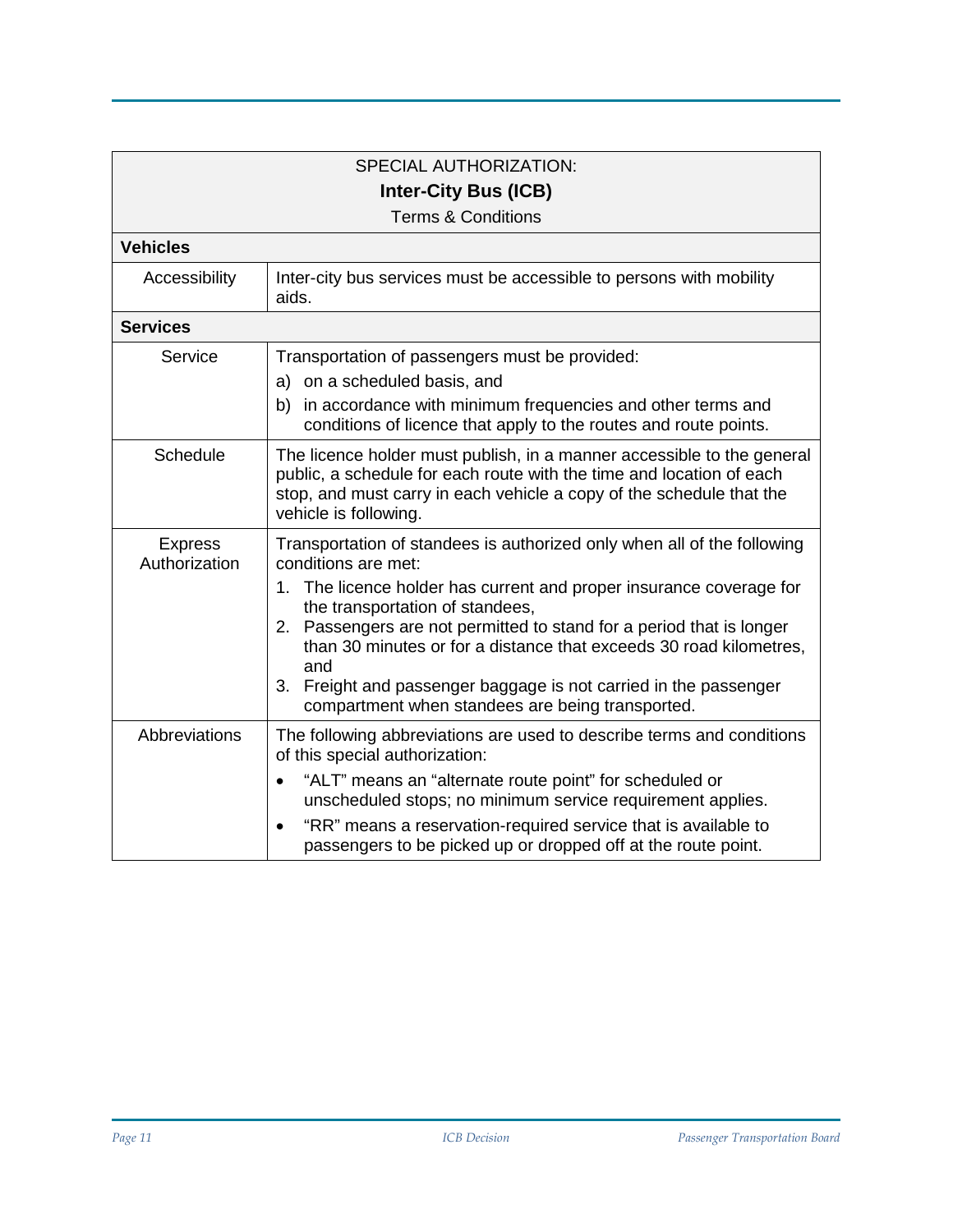| SPECIAL AUTHORIZATION:<br>**Inter-City Bus (ICB)**<br>Terms & Conditions | |
|---|---|
| **Vehicles** | |
| Accessibility | Inter-city bus services must be accessible to persons with mobility aids. |
| **Services** | |
| Service | Transportation of passengers must be provided:<br>a) on a scheduled basis, and<br>b) in accordance with minimum frequencies and other terms and conditions of licence that apply to the routes and route points. |
| Schedule | The licence holder must publish, in a manner accessible to the general public, a schedule for each route with the time and location of each stop, and must carry in each vehicle a copy of the schedule that the vehicle is following. |
| Express Authorization | Transportation of standees is authorized only when all of the following conditions are met:<br>1. The licence holder has current and proper insurance coverage for the transportation of standees,<br>2. Passengers are not permitted to stand for a period that is longer than 30 minutes or for a distance that exceeds 30 road kilometres, and<br>3. Freight and passenger baggage is not carried in the passenger compartment when standees are being transported. |
| Abbreviations | The following abbreviations are used to describe terms and conditions of this special authorization:<br>• "ALT" means an "alternate route point" for scheduled or unscheduled stops; no minimum service requirement applies.<br>• "RR" means a reservation-required service that is available to passengers to be picked up or dropped off at the route point. |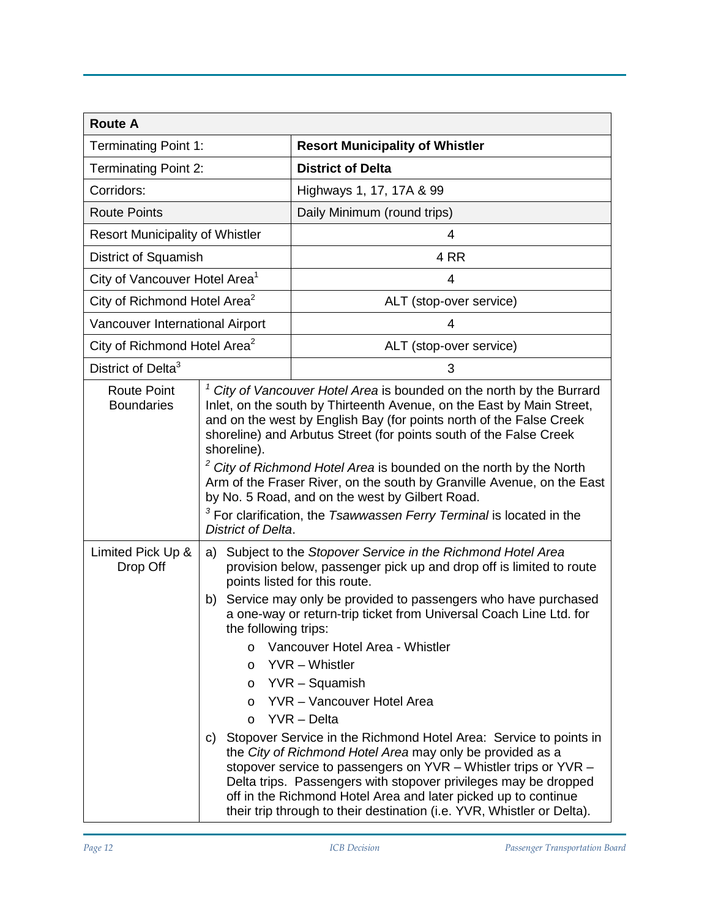| **Route A** | |
|---|---|
| Terminating Point 1: | **Resort Municipality of Whistler** |
| Terminating Point 2: | **District of Delta** |
| Corridors: | Highways 1, 17, 17A & 99 |
| Route Points | Daily Minimum (round trips) |
| Resort Municipality of Whistler | 4 |
| District of Squamish | 4 RR |
| City of Vancouver Hotel Area[1] | 4 |
| City of Richmond Hotel Area[2] | ALT (stop-over service) |
| Vancouver International Airport | 4 |
| City of Richmond Hotel Area[2] | ALT (stop-over service) |
| District of Delta[3] | 3 |
| Route Point Boundaries | [1] *City of Vancouver Hotel Area* is bounded on the north by the Burrard Inlet, on the south by Thirteenth Avenue, on the East by Main Street, and on the west by English Bay (for points north of the False Creek shoreline) and Arbutus Street (for points south of the False Creek shoreline).<br>[2] *City of Richmond Hotel Area* is bounded on the north by the North Arm of the Fraser River, on the south by Granville Avenue, on the East by No. 5 Road, and on the west by Gilbert Road.<br>[3] For clarification, the *Tsawwassen Ferry Terminal* is located in the *District of Delta*. |
| Limited Pick Up & Drop Off | a) Subject to the *Stopover Service in the Richmond Hotel Area* provision below, passenger pick up and drop off is limited to route points listed for this route.<br>b) Service may only be provided to passengers who have purchased a one-way or return-trip ticket from Universal Coach Line Ltd. for the following trips:<br>o Vancouver Hotel Area - Whistler<br>o YVR – Whistler<br>o YVR – Squamish<br>o YVR – Vancouver Hotel Area<br>o YVR – Delta<br>c) Stopover Service in the Richmond Hotel Area: Service to points in the *City of Richmond Hotel Area* may only be provided as a stopover service to passengers on YVR – Whistler trips or YVR – Delta trips. Passengers with stopover privileges may be dropped off in the Richmond Hotel Area and later picked up to continue their trip through to their destination (i.e. YVR, Whistler or Delta). |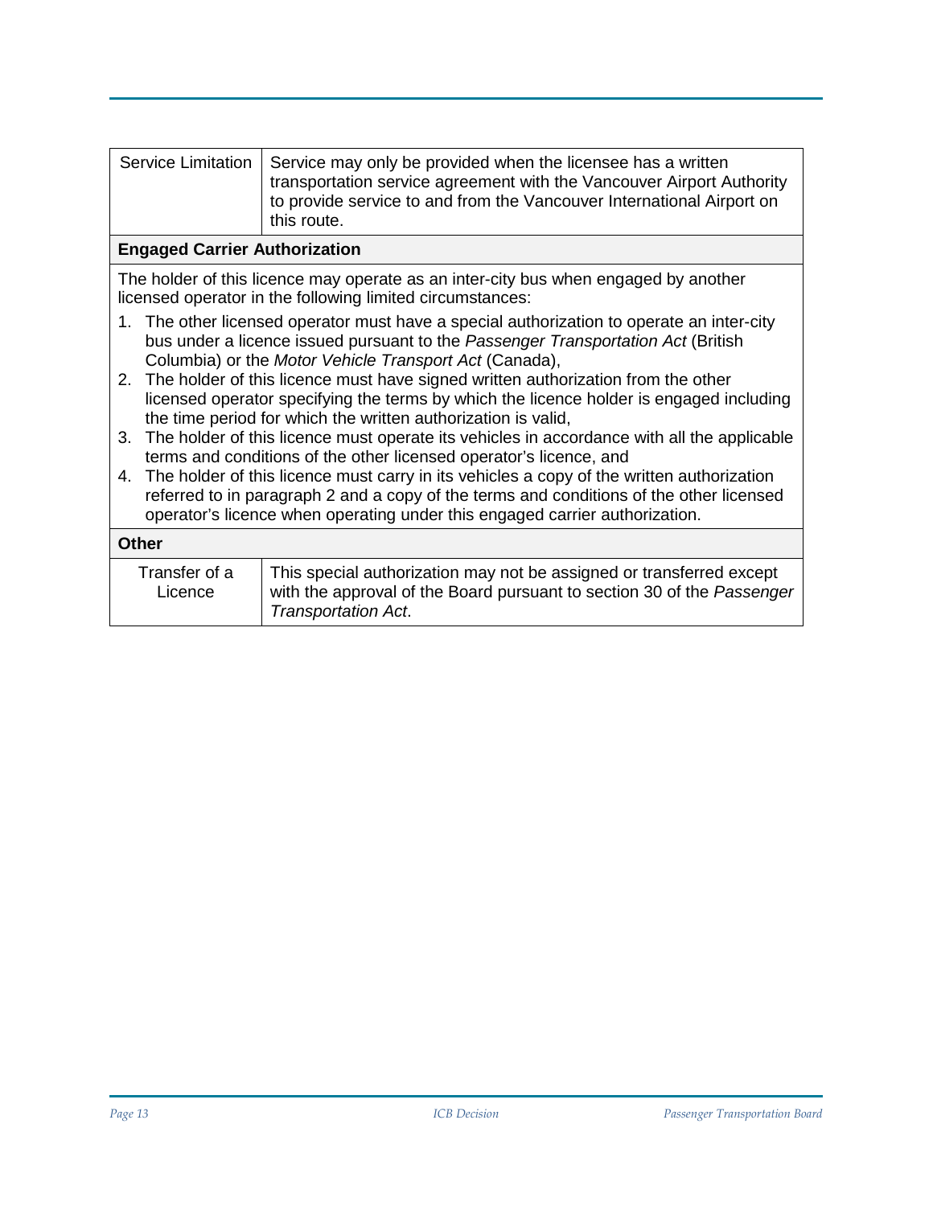| | |
|---|---|
| Service Limitation | Service may only be provided when the licensee has a written transportation service agreement with the Vancouver Airport Authority to provide service to and from the Vancouver International Airport on this route. |

**Engaged Carrier Authorization**

The holder of this licence may operate as an inter-city bus when engaged by another licensed operator in the following limited circumstances:

1. The other licensed operator must have a special authorization to operate an inter-city bus under a licence issued pursuant to the *Passenger Transportation Act* (British Columbia) or the *Motor Vehicle Transport Act* (Canada),
2. The holder of this licence must have signed written authorization from the other licensed operator specifying the terms by which the licence holder is engaged including the time period for which the written authorization is valid,
3. The holder of this licence must operate its vehicles in accordance with all the applicable terms and conditions of the other licensed operator's licence, and
4. The holder of this licence must carry in its vehicles a copy of the written authorization referred to in paragraph 2 and a copy of the terms and conditions of the other licensed operator's licence when operating under this engaged carrier authorization.

**Other**

| | |
|---|---|
| Transfer of a Licence | This special authorization may not be assigned or transferred except with the approval of the Board pursuant to section 30 of the *Passenger Transportation Act*. |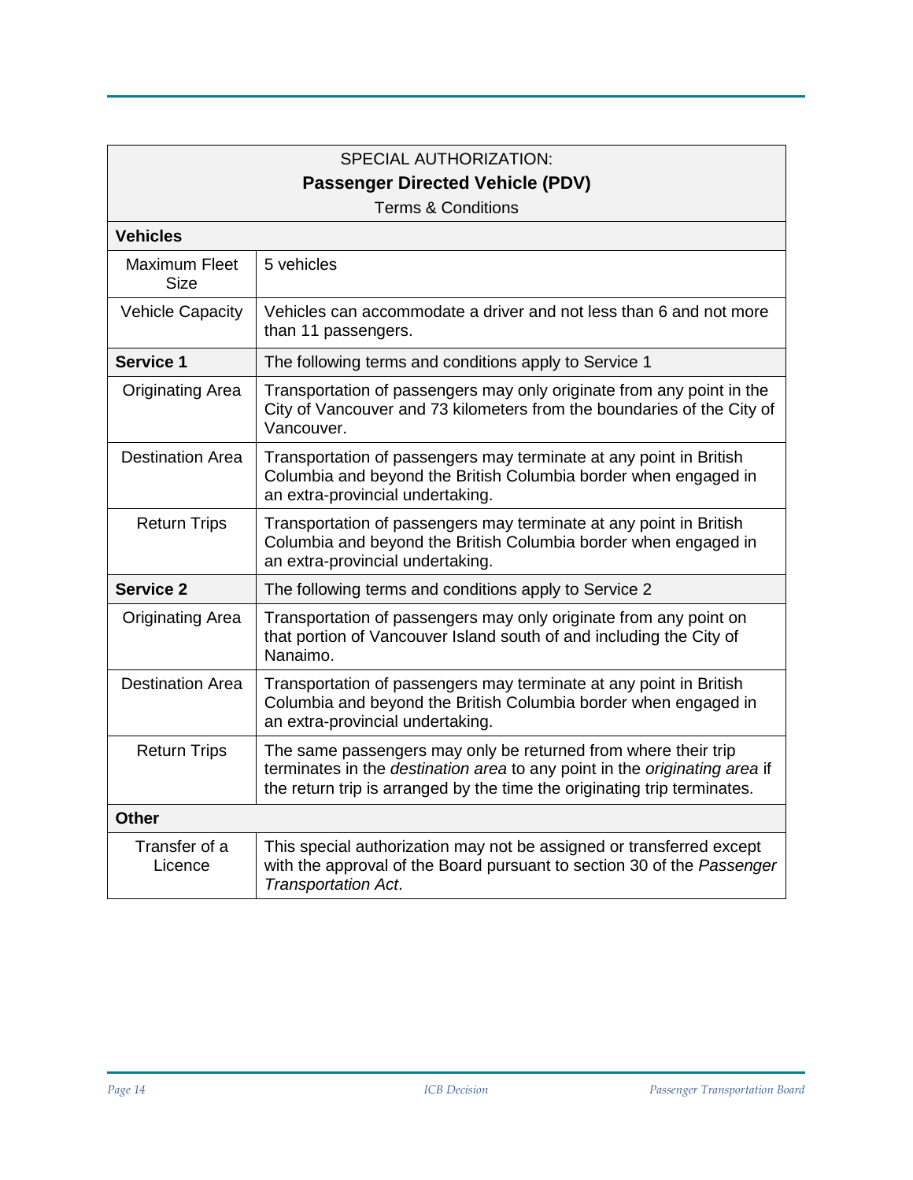| SPECIAL AUTHORIZATION: **Passenger Directed Vehicle (PDV)** Terms & Conditions | |
|---|---|
| **Vehicles** | |
| Maximum Fleet Size | 5 vehicles |
| Vehicle Capacity | Vehicles can accommodate a driver and not less than 6 and not more than 11 passengers. |
| **Service 1** | The following terms and conditions apply to Service 1 |
| Originating Area | Transportation of passengers may only originate from any point in the City of Vancouver and 73 kilometers from the boundaries of the City of Vancouver. |
| Destination Area | Transportation of passengers may terminate at any point in British Columbia and beyond the British Columbia border when engaged in an extra-provincial undertaking. |
| Return Trips | Transportation of passengers may terminate at any point in British Columbia and beyond the British Columbia border when engaged in an extra-provincial undertaking. |
| **Service 2** | The following terms and conditions apply to Service 2 |
| Originating Area | Transportation of passengers may only originate from any point on that portion of Vancouver Island south of and including the City of Nanaimo. |
| Destination Area | Transportation of passengers may terminate at any point in British Columbia and beyond the British Columbia border when engaged in an extra-provincial undertaking. |
| Return Trips | The same passengers may only be returned from where their trip terminates in the *destination area* to any point in the *originating area* if the return trip is arranged by the time the originating trip terminates. |
| **Other** | |
| Transfer of a Licence | This special authorization may not be assigned or transferred except with the approval of the Board pursuant to section 30 of the *Passenger Transportation Act*. |